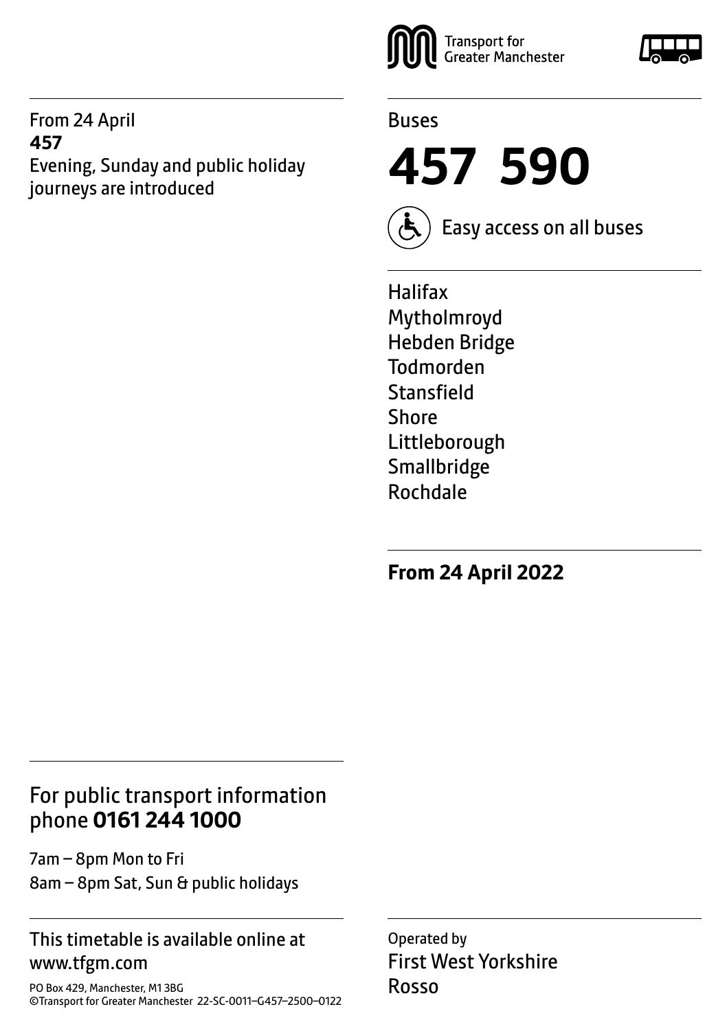Transport for Greater Manchester

Buses

# 457 590

Easy access on all buses

Halifax
Mytholmroyd
Hebden Bridge
Todmorden
Stansfield
Shore
Littleborough
Smallbridge
Rochdale

**From 24 April 2022**

From 24 April
**457**
Evening, Sunday and public holiday journeys are introduced

## For public transport information phone **0161 244 1000**

7am – 8pm Mon to Fri
8am – 8pm Sat, Sun & public holidays

This timetable is available online at www.tfgm.com

PO Box 429, Manchester, M1 3BG
©Transport for Greater Manchester 22-SC-0011–G457–2500–0122

Operated by
First West Yorkshire
Rosso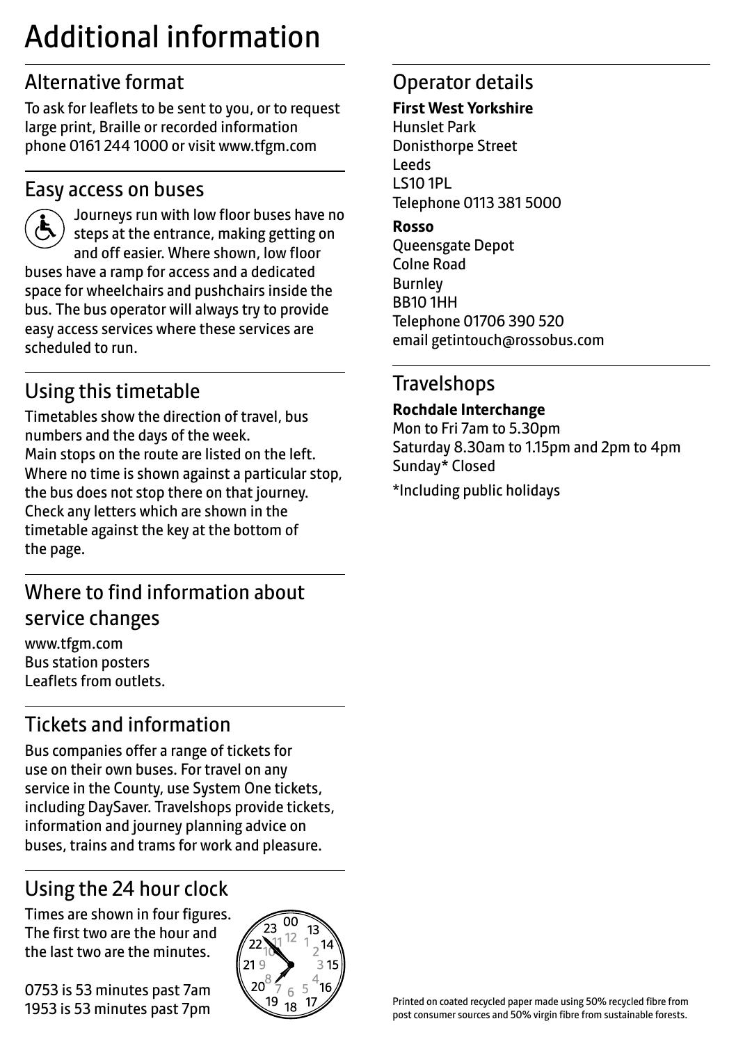# Additional information

## Alternative format

To ask for leaflets to be sent to you, or to request large print, Braille or recorded information phone 0161 244 1000 or visit www.tfgm.com

## Easy access on buses

Journeys run with low floor buses have no steps at the entrance, making getting on and off easier. Where shown, low floor buses have a ramp for access and a dedicated space for wheelchairs and pushchairs inside the bus. The bus operator will always try to provide easy access services where these services are scheduled to run.

## Using this timetable

Timetables show the direction of travel, bus numbers and the days of the week.
Main stops on the route are listed on the left. Where no time is shown against a particular stop, the bus does not stop there on that journey. Check any letters which are shown in the timetable against the key at the bottom of the page.

## Where to find information about service changes

www.tfgm.com
Bus station posters
Leaflets from outlets.

## Tickets and information

Bus companies offer a range of tickets for use on their own buses. For travel on any service in the County, use System One tickets, including DaySaver. Travelshops provide tickets, information and journey planning advice on buses, trains and trams for work and pleasure.

## Using the 24 hour clock

Times are shown in four figures. The first two are the hour and the last two are the minutes.

0753 is 53 minutes past 7am
1953 is 53 minutes past 7pm

## Operator details

**First West Yorkshire**
Hunslet Park
Donisthorpe Street
Leeds
LS10 1PL
Telephone 0113 381 5000

**Rosso**
Queensgate Depot
Colne Road
Burnley
BB10 1HH
Telephone 01706 390 520
email getintouch@rossobus.com

## Travelshops

**Rochdale Interchange**
Mon to Fri 7am to 5.30pm
Saturday 8.30am to 1.15pm and 2pm to 4pm
Sunday* Closed

*Including public holidays

Printed on coated recycled paper made using 50% recycled fibre from post consumer sources and 50% virgin fibre from sustainable forests.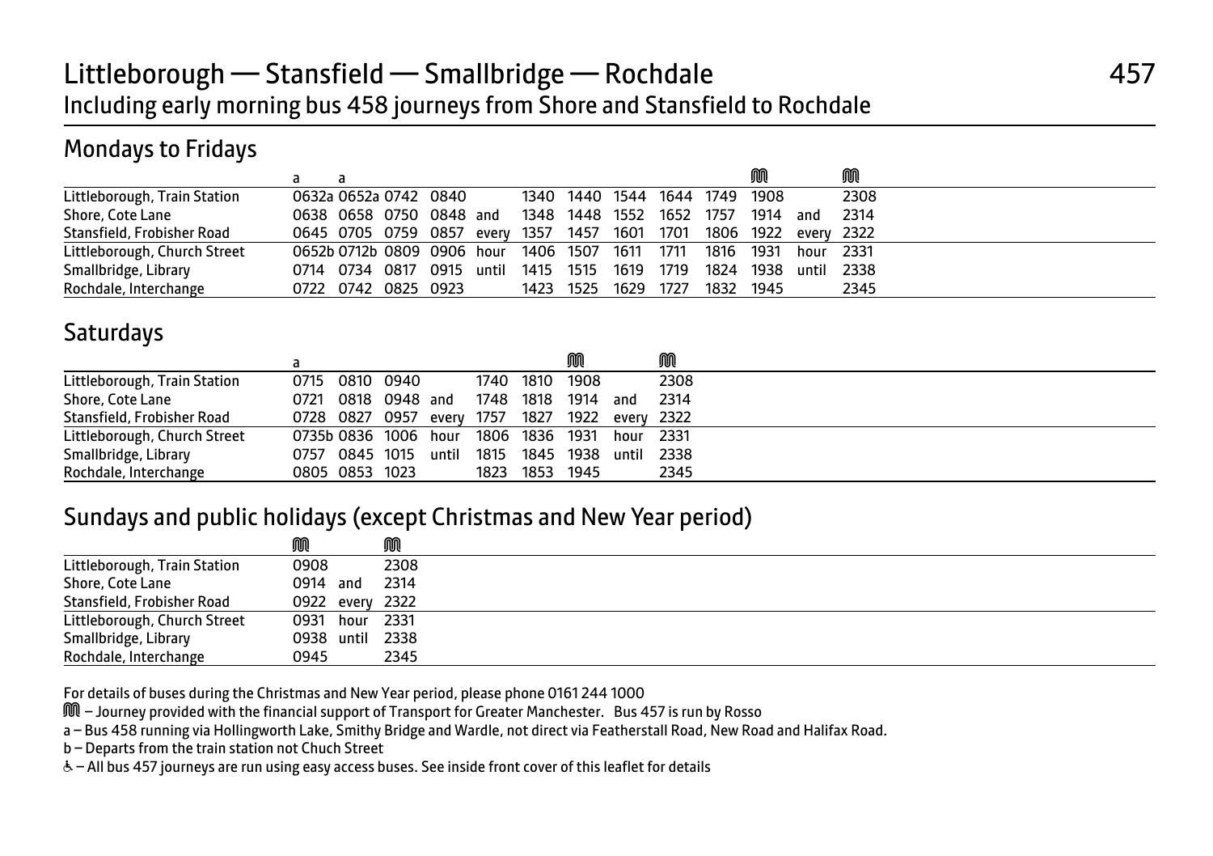# Littleborough — Stansfield — Smallbridge — Rochdale

457

Including early morning bus 458 journeys from Shore and Stansfield to Rochdale

## Mondays to Fridays

| | a | a | | | | | | | | | | ⓜ | | ⓜ |
|---|---|---|---|---|---|---|---|---|---|---|---|---|---|---|
| Littleborough, Train Station | 0632a | 0652a | 0742 | 0840 | | 1340 | 1440 | 1544 | 1644 | 1749 | 1908 | | 2308 |
| Shore, Cote Lane | 0638 | 0658 | 0750 | 0848 | and | 1348 | 1448 | 1552 | 1652 | 1757 | 1914 | and | 2314 |
| Stansfield, Frobisher Road | 0645 | 0705 | 0759 | 0857 | every | 1357 | 1457 | 1601 | 1701 | 1806 | 1922 | every | 2322 |
| Littleborough, Church Street | 0652b | 0712b | 0809 | 0906 | hour | 1406 | 1507 | 1611 | 1711 | 1816 | 1931 | hour | 2331 |
| Smallbridge, Library | 0714 | 0734 | 0817 | 0915 | until | 1415 | 1515 | 1619 | 1719 | 1824 | 1938 | until | 2338 |
| Rochdale, Interchange | 0722 | 0742 | 0825 | 0923 | | 1423 | 1525 | 1629 | 1727 | 1832 | 1945 | | 2345 |

## Saturdays

| | a | | | | | | ⓜ | | ⓜ |
|---|---|---|---|---|---|---|---|---|---|
| Littleborough, Train Station | 0715 | 0810 | 0940 | | 1740 | 1810 | 1908 | | 2308 |
| Shore, Cote Lane | 0721 | 0818 | 0948 | and | 1748 | 1818 | 1914 | and | 2314 |
| Stansfield, Frobisher Road | 0728 | 0827 | 0957 | every | 1757 | 1827 | 1922 | every | 2322 |
| Littleborough, Church Street | 0735b | 0836 | 1006 | hour | 1806 | 1836 | 1931 | hour | 2331 |
| Smallbridge, Library | 0757 | 0845 | 1015 | until | 1815 | 1845 | 1938 | until | 2338 |
| Rochdale, Interchange | 0805 | 0853 | 1023 | | 1823 | 1853 | 1945 | | 2345 |

## Sundays and public holidays (except Christmas and New Year period)

| | ⓜ | | ⓜ |
|---|---|---|---|
| Littleborough, Train Station | 0908 | | 2308 |
| Shore, Cote Lane | 0914 | and | 2314 |
| Stansfield, Frobisher Road | 0922 | every | 2322 |
| Littleborough, Church Street | 0931 | hour | 2331 |
| Smallbridge, Library | 0938 | until | 2338 |
| Rochdale, Interchange | 0945 | | 2345 |

For details of buses during the Christmas and New Year period, please phone 0161 244 1000

ⓜ – Journey provided with the financial support of Transport for Greater Manchester. Bus 457 is run by Rosso

a – Bus 458 running via Hollingworth Lake, Smithy Bridge and Wardle, not direct via Featherstall Road, New Road and Halifax Road.

b – Departs from the train station not Chuch Street

♿ – All bus 457 journeys are run using easy access buses. See inside front cover of this leaflet for details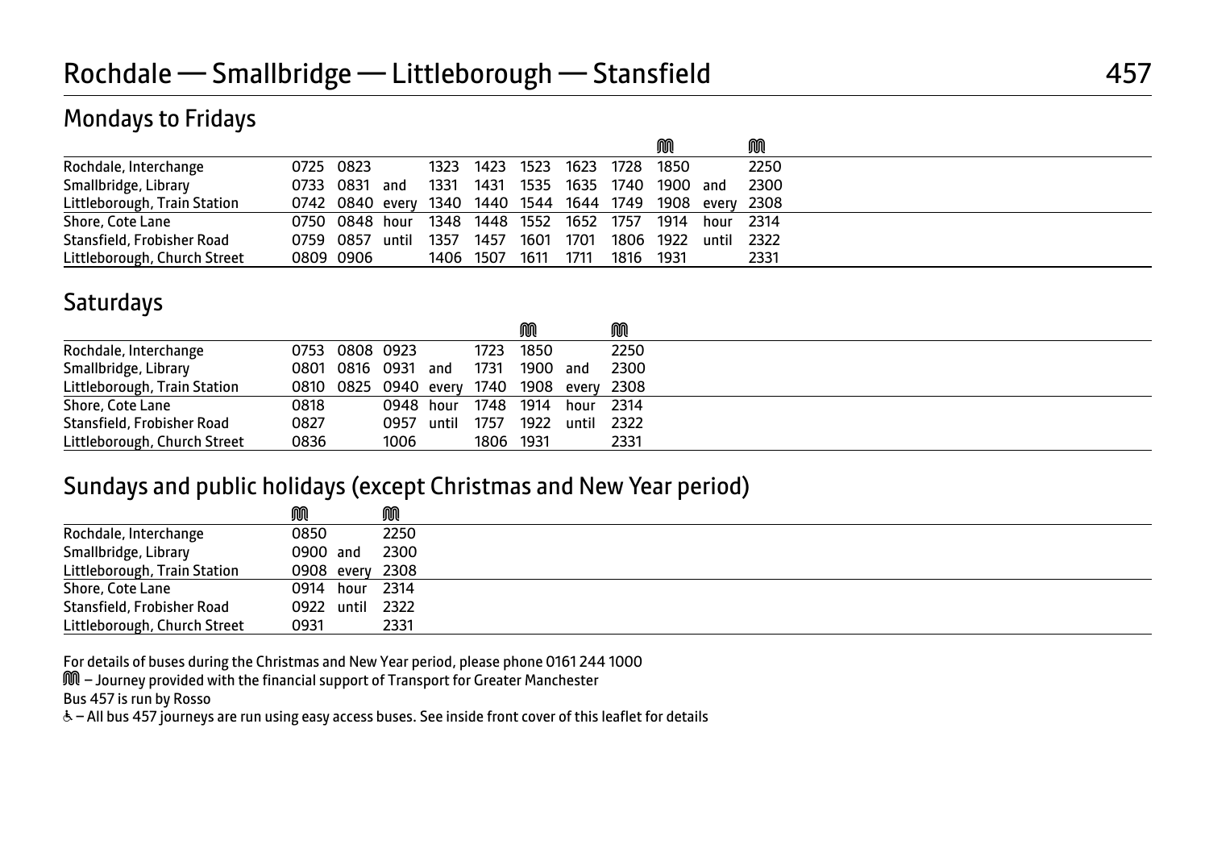# Rochdale — Smallbridge — Littleborough — Stansfield

457

## Mondays to Fridays

| | | | | | | | | | | | |
|---|---|---|---|---|---|---|---|---|---|---|---|
| | | | | | | | | | ⓜ | | ⓜ |
| Rochdale, Interchange | 0725 | 0823 | | 1323 | 1423 | 1523 | 1623 | 1728 | 1850 | | 2250 |
| Smallbridge, Library | 0733 | 0831 | and | 1331 | 1431 | 1535 | 1635 | 1740 | 1900 | and | 2300 |
| Littleborough, Train Station | 0742 | 0840 | every | 1340 | 1440 | 1544 | 1644 | 1749 | 1908 | every | 2308 |
| Shore, Cote Lane | 0750 | 0848 | hour | 1348 | 1448 | 1552 | 1652 | 1757 | 1914 | hour | 2314 |
| Stansfield, Frobisher Road | 0759 | 0857 | until | 1357 | 1457 | 1601 | 1701 | 1806 | 1922 | until | 2322 |
| Littleborough, Church Street | 0809 | 0906 | | 1406 | 1507 | 1611 | 1711 | 1816 | 1931 | | 2331 |

## Saturdays

| | | | | | | | | |
|---|---|---|---|---|---|---|---|---|
| | | | | | | ⓜ | | ⓜ |
| Rochdale, Interchange | 0753 | 0808 | 0923 | | 1723 | 1850 | | 2250 |
| Smallbridge, Library | 0801 | 0816 | 0931 | and | 1731 | 1900 | and | 2300 |
| Littleborough, Train Station | 0810 | 0825 | 0940 | every | 1740 | 1908 | every | 2308 |
| Shore, Cote Lane | 0818 | | 0948 | hour | 1748 | 1914 | hour | 2314 |
| Stansfield, Frobisher Road | 0827 | | 0957 | until | 1757 | 1922 | until | 2322 |
| Littleborough, Church Street | 0836 | | 1006 | | 1806 | 1931 | | 2331 |

## Sundays and public holidays (except Christmas and New Year period)

| | | | |
|---|---|---|---|
| | ⓜ | | ⓜ |
| Rochdale, Interchange | 0850 | | 2250 |
| Smallbridge, Library | 0900 | and | 2300 |
| Littleborough, Train Station | 0908 | every | 2308 |
| Shore, Cote Lane | 0914 | hour | 2314 |
| Stansfield, Frobisher Road | 0922 | until | 2322 |
| Littleborough, Church Street | 0931 | | 2331 |

For details of buses during the Christmas and New Year period, please phone 0161 244 1000

ⓜ – Journey provided with the financial support of Transport for Greater Manchester

Bus 457 is run by Rosso

♿ – All bus 457 journeys are run using easy access buses. See inside front cover of this leaflet for details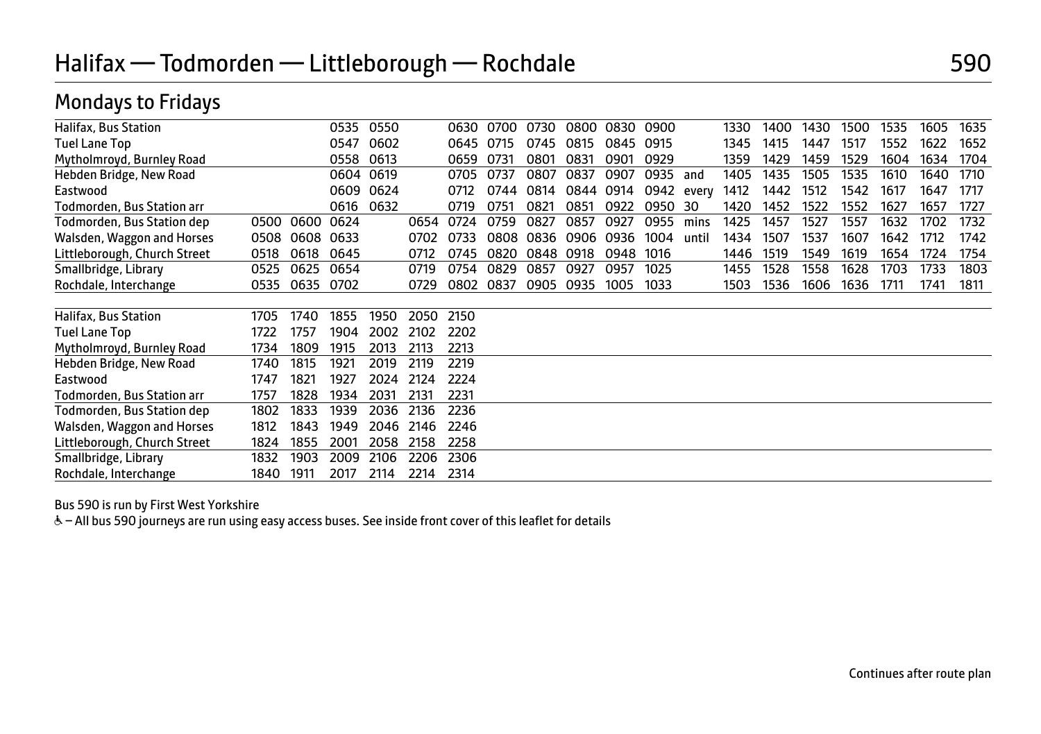# Halifax — Todmorden — Littleborough — Rochdale

## 590

## Mondays to Fridays

| | | | | | | | | | | | | | | | | | | | |
|---|---|---|---|---|---|---|---|---|---|---|---|---|---|---|---|---|---|---|---|
| Halifax, Bus Station | | | 0535 | 0550 | | 0630 | 0700 | 0730 | 0800 | 0830 | 0900 | | 1330 | 1400 | 1430 | 1500 | 1535 | 1605 | 1635 |
| Tuel Lane Top | | | 0547 | 0602 | | 0645 | 0715 | 0745 | 0815 | 0845 | 0915 | | 1345 | 1415 | 1447 | 1517 | 1552 | 1622 | 1652 |
| Mytholmroyd, Burnley Road | | | 0558 | 0613 | | 0659 | 0731 | 0801 | 0831 | 0901 | 0929 | | 1359 | 1429 | 1459 | 1529 | 1604 | 1634 | 1704 |
| Hebden Bridge, New Road | | | 0604 | 0619 | | 0705 | 0737 | 0807 | 0837 | 0907 | 0935 | and | 1405 | 1435 | 1505 | 1535 | 1610 | 1640 | 1710 |
| Eastwood | | | 0609 | 0624 | | 0712 | 0744 | 0814 | 0844 | 0914 | 0942 | every | 1412 | 1442 | 1512 | 1542 | 1617 | 1647 | 1717 |
| Todmorden, Bus Station arr | | | 0616 | 0632 | | 0719 | 0751 | 0821 | 0851 | 0922 | 0950 | 30 | 1420 | 1452 | 1522 | 1552 | 1627 | 1657 | 1727 |
| Todmorden, Bus Station dep | 0500 | 0600 | 0624 | | 0654 | 0724 | 0759 | 0827 | 0857 | 0927 | 0955 | mins | 1425 | 1457 | 1527 | 1557 | 1632 | 1702 | 1732 |
| Walsden, Waggon and Horses | 0508 | 0608 | 0633 | | 0702 | 0733 | 0808 | 0836 | 0906 | 0936 | 1004 | until | 1434 | 1507 | 1537 | 1607 | 1642 | 1712 | 1742 |
| Littleborough, Church Street | 0518 | 0618 | 0645 | | 0712 | 0745 | 0820 | 0848 | 0918 | 0948 | 1016 | | 1446 | 1519 | 1549 | 1619 | 1654 | 1724 | 1754 |
| Smallbridge, Library | 0525 | 0625 | 0654 | | 0719 | 0754 | 0829 | 0857 | 0927 | 0957 | 1025 | | 1455 | 1528 | 1558 | 1628 | 1703 | 1733 | 1803 |
| Rochdale, Interchange | 0535 | 0635 | 0702 | | 0729 | 0802 | 0837 | 0905 | 0935 | 1005 | 1033 | | 1503 | 1536 | 1606 | 1636 | 1711 | 1741 | 1811 |

| | | | | | | |
|---|---|---|---|---|---|---|
| Halifax, Bus Station | 1705 | 1740 | 1855 | 1950 | 2050 | 2150 |
| Tuel Lane Top | 1722 | 1757 | 1904 | 2002 | 2102 | 2202 |
| Mytholmroyd, Burnley Road | 1734 | 1809 | 1915 | 2013 | 2113 | 2213 |
| Hebden Bridge, New Road | 1740 | 1815 | 1921 | 2019 | 2119 | 2219 |
| Eastwood | 1747 | 1821 | 1927 | 2024 | 2124 | 2224 |
| Todmorden, Bus Station arr | 1757 | 1828 | 1934 | 2031 | 2131 | 2231 |
| Todmorden, Bus Station dep | 1802 | 1833 | 1939 | 2036 | 2136 | 2236 |
| Walsden, Waggon and Horses | 1812 | 1843 | 1949 | 2046 | 2146 | 2246 |
| Littleborough, Church Street | 1824 | 1855 | 2001 | 2058 | 2158 | 2258 |
| Smallbridge, Library | 1832 | 1903 | 2009 | 2106 | 2206 | 2306 |
| Rochdale, Interchange | 1840 | 1911 | 2017 | 2114 | 2214 | 2314 |

Bus 590 is run by First West Yorkshire

♿ – All bus 590 journeys are run using easy access buses. See inside front cover of this leaflet for details

Continues after route plan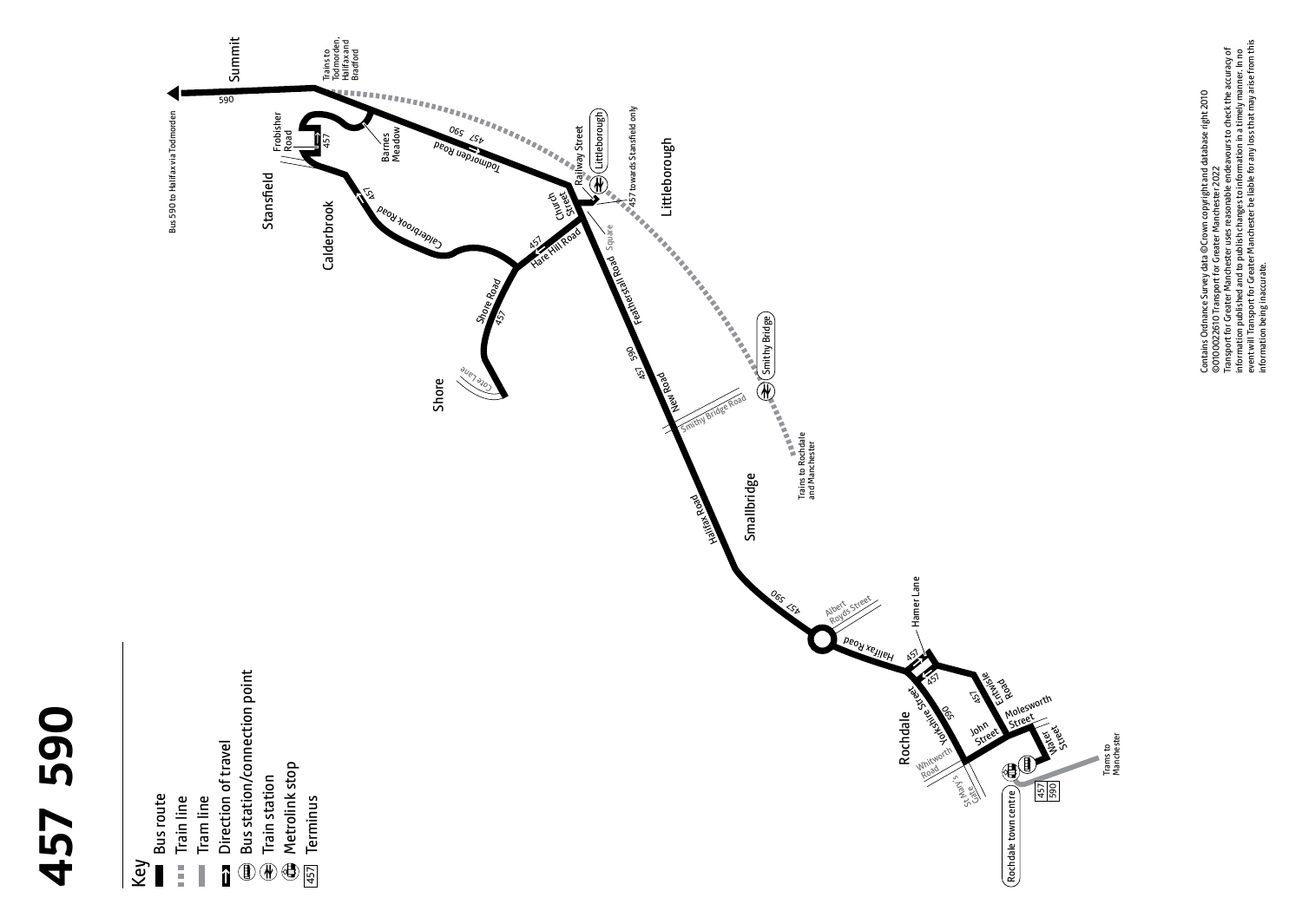# 457 590

## Key

- Bus route
- Train line
- Tram line
- Direction of travel
- Bus station/connection point
- Train station
- Metrolink stop
- 457 Terminus

Summit

590

Bus 590 to Halifax via Todmorden

Trains to Todmorden, Halifax and Bradford

Frobisher Road

457

Barnes Meadow

457 590

Todmorden Road

Stansfield

Calderbrook

457

Calderbrook Road

Railway Street

Littleborough

457 towards Stansfield only

Church Street

Square

457

Hare Hill Road

Shore Road

457

Littleborough

Featherstall Road

Cote Lane

Shore

457 590

New Road

Smithy Bridge

Smithy Bridge Road

Trains to Rochdale and Manchester

Halifax Road

Smallbridge

457 590

Albert Royds Street

Halifax Road

Hamer Lane

457

457

Yorkshire Street

590

457

Entwisle Road

Rochdale

John Street

Molesworth Street

Whitworth Road

Water Street

St Mary's Gate

Rochdale town centre

457
590

Trams to Manchester

Contains Ordnance Survey data ©Crown copyright and database right 2010
©0100022610 Transport for Greater Manchester 2022
Transport for Greater Manchester uses reasonable endeavours to check the accuracy of information published and to publish changes to information in a timely manner. In no event will Transport for Greater Manchester be liable for any loss that may arise from this information being inaccurate.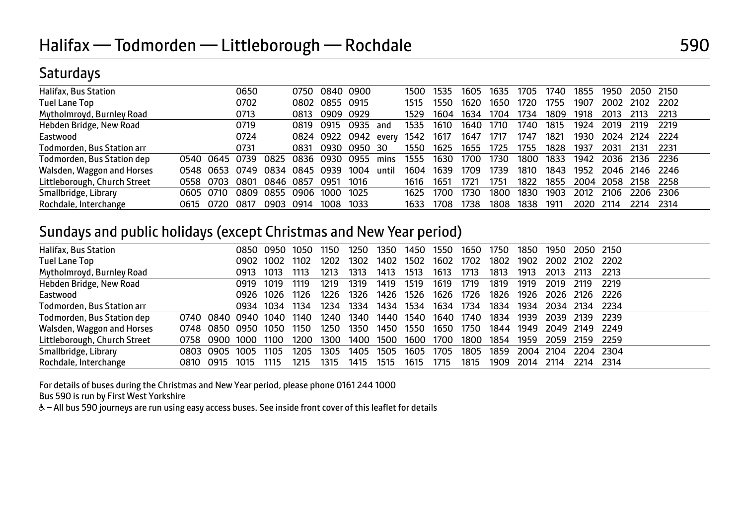# Halifax — Todmorden — Littleborough — Rochdale

## 590

### Saturdays

| | | | | | | | | | | | | | | | | | | |
|---|---|---|---|---|---|---|---|---|---|---|---|---|---|---|---|---|---|---|
| Halifax, Bus Station | | | 0650 | | 0750 | 0840 | 0900 | | 1500 | 1535 | 1605 | 1635 | 1705 | 1740 | 1855 | 1950 | 2050 | 2150 |
| Tuel Lane Top | | | 0702 | | 0802 | 0855 | 0915 | | 1515 | 1550 | 1620 | 1650 | 1720 | 1755 | 1907 | 2002 | 2102 | 2202 |
| Mytholmroyd, Burnley Road | | | 0713 | | 0813 | 0909 | 0929 | | 1529 | 1604 | 1634 | 1704 | 1734 | 1809 | 1918 | 2013 | 2113 | 2213 |
| Hebden Bridge, New Road | | | 0719 | | 0819 | 0915 | 0935 | and | 1535 | 1610 | 1640 | 1710 | 1740 | 1815 | 1924 | 2019 | 2119 | 2219 |
| Eastwood | | | 0724 | | 0824 | 0922 | 0942 | every | 1542 | 1617 | 1647 | 1717 | 1747 | 1821 | 1930 | 2024 | 2124 | 2224 |
| Todmorden, Bus Station arr | | | 0731 | | 0831 | 0930 | 0950 | 30 | 1550 | 1625 | 1655 | 1725 | 1755 | 1828 | 1937 | 2031 | 2131 | 2231 |
| Todmorden, Bus Station dep | 0540 | 0645 | 0739 | 0825 | 0836 | 0930 | 0955 | mins | 1555 | 1630 | 1700 | 1730 | 1800 | 1833 | 1942 | 2036 | 2136 | 2236 |
| Walsden, Waggon and Horses | 0548 | 0653 | 0749 | 0834 | 0845 | 0939 | 1004 | until | 1604 | 1639 | 1709 | 1739 | 1810 | 1843 | 1952 | 2046 | 2146 | 2246 |
| Littleborough, Church Street | 0558 | 0703 | 0801 | 0846 | 0857 | 0951 | 1016 | | 1616 | 1651 | 1721 | 1751 | 1822 | 1855 | 2004 | 2058 | 2158 | 2258 |
| Smallbridge, Library | 0605 | 0710 | 0809 | 0855 | 0906 | 1000 | 1025 | | 1625 | 1700 | 1730 | 1800 | 1830 | 1903 | 2012 | 2106 | 2206 | 2306 |
| Rochdale, Interchange | 0615 | 0720 | 0817 | 0903 | 0914 | 1008 | 1033 | | 1633 | 1708 | 1738 | 1808 | 1838 | 1911 | 2020 | 2114 | 2214 | 2314 |

### Sundays and public holidays (except Christmas and New Year period)

| | | | | | | | | | | | | | | | | |
|---|---|---|---|---|---|---|---|---|---|---|---|---|---|---|---|---|
| Halifax, Bus Station | | | 0850 | 0950 | 1050 | 1150 | 1250 | 1350 | 1450 | 1550 | 1650 | 1750 | 1850 | 1950 | 2050 | 2150 |
| Tuel Lane Top | | | 0902 | 1002 | 1102 | 1202 | 1302 | 1402 | 1502 | 1602 | 1702 | 1802 | 1902 | 2002 | 2102 | 2202 |
| Mytholmroyd, Burnley Road | | | 0913 | 1013 | 1113 | 1213 | 1313 | 1413 | 1513 | 1613 | 1713 | 1813 | 1913 | 2013 | 2113 | 2213 |
| Hebden Bridge, New Road | | | 0919 | 1019 | 1119 | 1219 | 1319 | 1419 | 1519 | 1619 | 1719 | 1819 | 1919 | 2019 | 2119 | 2219 |
| Eastwood | | | 0926 | 1026 | 1126 | 1226 | 1326 | 1426 | 1526 | 1626 | 1726 | 1826 | 1926 | 2026 | 2126 | 2226 |
| Todmorden, Bus Station arr | | | 0934 | 1034 | 1134 | 1234 | 1334 | 1434 | 1534 | 1634 | 1734 | 1834 | 1934 | 2034 | 2134 | 2234 |
| Todmorden, Bus Station dep | 0740 | 0840 | 0940 | 1040 | 1140 | 1240 | 1340 | 1440 | 1540 | 1640 | 1740 | 1834 | 1939 | 2039 | 2139 | 2239 |
| Walsden, Waggon and Horses | 0748 | 0850 | 0950 | 1050 | 1150 | 1250 | 1350 | 1450 | 1550 | 1650 | 1750 | 1844 | 1949 | 2049 | 2149 | 2249 |
| Littleborough, Church Street | 0758 | 0900 | 1000 | 1100 | 1200 | 1300 | 1400 | 1500 | 1600 | 1700 | 1800 | 1854 | 1959 | 2059 | 2159 | 2259 |
| Smallbridge, Library | 0803 | 0905 | 1005 | 1105 | 1205 | 1305 | 1405 | 1505 | 1605 | 1705 | 1805 | 1859 | 2004 | 2104 | 2204 | 2304 |
| Rochdale, Interchange | 0810 | 0915 | 1015 | 1115 | 1215 | 1315 | 1415 | 1515 | 1615 | 1715 | 1815 | 1909 | 2014 | 2114 | 2214 | 2314 |

For details of buses during the Christmas and New Year period, please phone 0161 244 1000

Bus 590 is run by First West Yorkshire

♿ – All bus 590 journeys are run using easy access buses. See inside front cover of this leaflet for details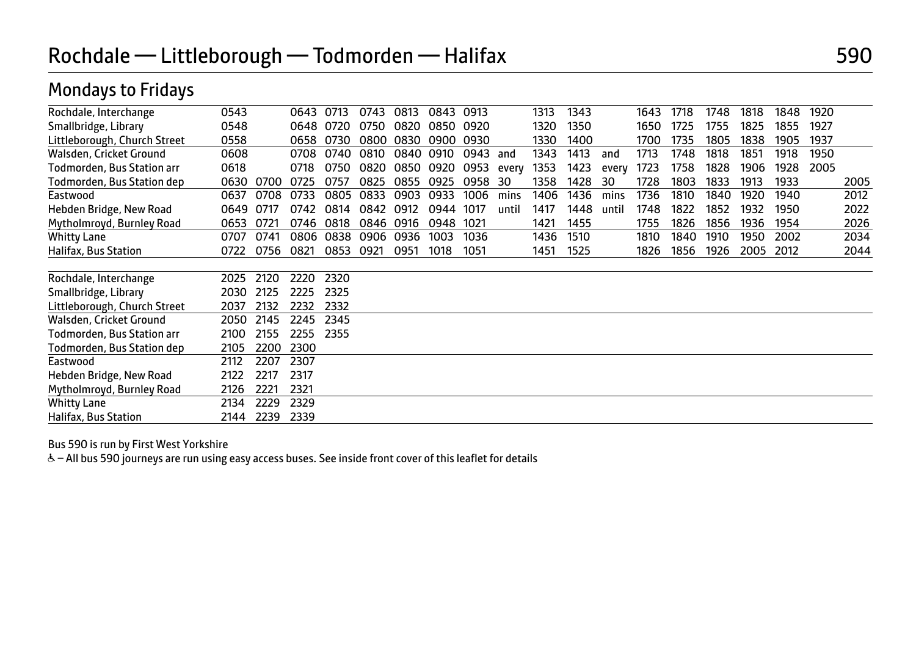# Rochdale — Littleborough — Todmorden — Halifax

590

## Mondays to Fridays

| | | | | | | | | | | | | | | | | | | | |
|---|---|---|---|---|---|---|---|---|---|---|---|---|---|---|---|---|---|---|---|
| Rochdale, Interchange | 0543 | | 0643 | 0713 | 0743 | 0813 | 0843 | 0913 | | 1313 | 1343 | | 1643 | 1718 | 1748 | 1818 | 1848 | 1920 | |
| Smallbridge, Library | 0548 | | 0648 | 0720 | 0750 | 0820 | 0850 | 0920 | | 1320 | 1350 | | 1650 | 1725 | 1755 | 1825 | 1855 | 1927 | |
| Littleborough, Church Street | 0558 | | 0658 | 0730 | 0800 | 0830 | 0900 | 0930 | | 1330 | 1400 | | 1700 | 1735 | 1805 | 1838 | 1905 | 1937 | |
| Walsden, Cricket Ground | 0608 | | 0708 | 0740 | 0810 | 0840 | 0910 | 0943 | and | 1343 | 1413 | and | 1713 | 1748 | 1818 | 1851 | 1918 | 1950 | |
| Todmorden, Bus Station arr | 0618 | | 0718 | 0750 | 0820 | 0850 | 0920 | 0953 | every | 1353 | 1423 | every | 1723 | 1758 | 1828 | 1906 | 1928 | 2005 | |
| Todmorden, Bus Station dep | 0630 | 0700 | 0725 | 0757 | 0825 | 0855 | 0925 | 0958 | 30 | 1358 | 1428 | 30 | 1728 | 1803 | 1833 | 1913 | 1933 | | 2005 |
| Eastwood | 0637 | 0708 | 0733 | 0805 | 0833 | 0903 | 0933 | 1006 | mins | 1406 | 1436 | mins | 1736 | 1810 | 1840 | 1920 | 1940 | | 2012 |
| Hebden Bridge, New Road | 0649 | 0717 | 0742 | 0814 | 0842 | 0912 | 0944 | 1017 | until | 1417 | 1448 | until | 1748 | 1822 | 1852 | 1932 | 1950 | | 2022 |
| Mytholmroyd, Burnley Road | 0653 | 0721 | 0746 | 0818 | 0846 | 0916 | 0948 | 1021 | | 1421 | 1455 | | 1755 | 1826 | 1856 | 1936 | 1954 | | 2026 |
| Whitty Lane | 0707 | 0741 | 0806 | 0838 | 0906 | 0936 | 1003 | 1036 | | 1436 | 1510 | | 1810 | 1840 | 1910 | 1950 | 2002 | | 2034 |
| Halifax, Bus Station | 0722 | 0756 | 0821 | 0853 | 0921 | 0951 | 1018 | 1051 | | 1451 | 1525 | | 1826 | 1856 | 1926 | 2005 | 2012 | | 2044 |

| | | | | |
|---|---|---|---|---|
| Rochdale, Interchange | 2025 | 2120 | 2220 | 2320 |
| Smallbridge, Library | 2030 | 2125 | 2225 | 2325 |
| Littleborough, Church Street | 2037 | 2132 | 2232 | 2332 |
| Walsden, Cricket Ground | 2050 | 2145 | 2245 | 2345 |
| Todmorden, Bus Station arr | 2100 | 2155 | 2255 | 2355 |
| Todmorden, Bus Station dep | 2105 | 2200 | 2300 | |
| Eastwood | 2112 | 2207 | 2307 | |
| Hebden Bridge, New Road | 2122 | 2217 | 2317 | |
| Mytholmroyd, Burnley Road | 2126 | 2221 | 2321 | |
| Whitty Lane | 2134 | 2229 | 2329 | |
| Halifax, Bus Station | 2144 | 2239 | 2339 | |

Bus 590 is run by First West Yorkshire

♿ – All bus 590 journeys are run using easy access buses. See inside front cover of this leaflet for details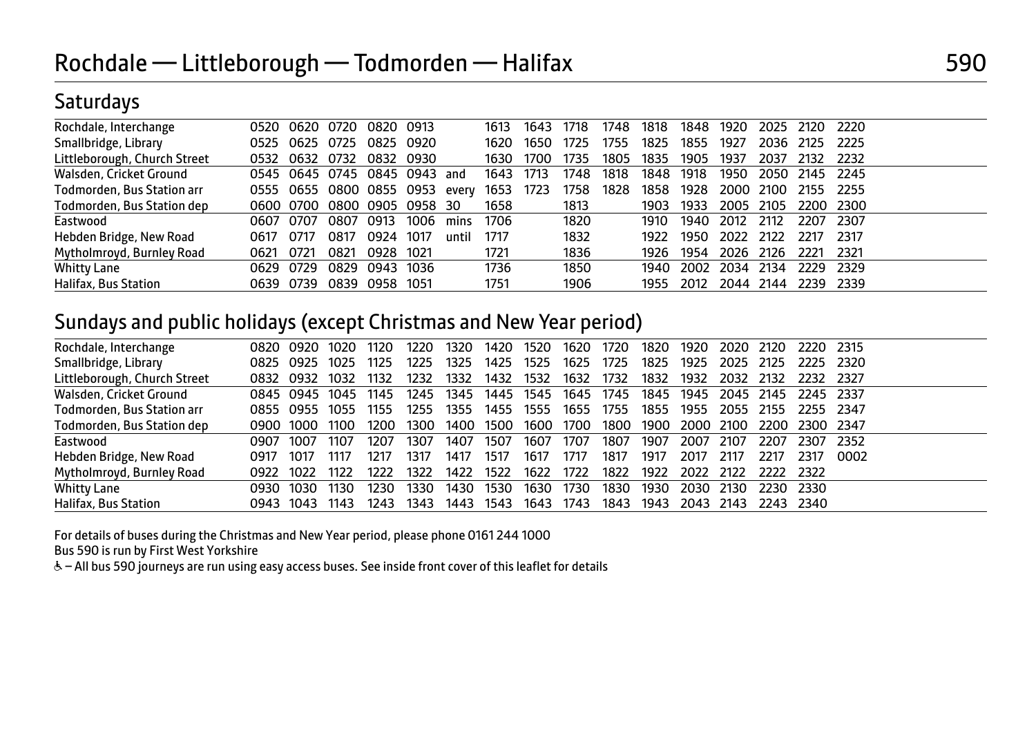# Rochdale — Littleborough — Todmorden — Halifax

## Saturdays

| | | | | | | | | | | | | | | | | |
|---|---|---|---|---|---|---|---|---|---|---|---|---|---|---|---|---|
| Rochdale, Interchange | 0520 | 0620 | 0720 | 0820 | 0913 | | 1613 | 1643 | 1718 | 1748 | 1818 | 1848 | 1920 | 2025 | 2120 | 2220 |
| Smallbridge, Library | 0525 | 0625 | 0725 | 0825 | 0920 | | 1620 | 1650 | 1725 | 1755 | 1825 | 1855 | 1927 | 2036 | 2125 | 2225 |
| Littleborough, Church Street | 0532 | 0632 | 0732 | 0832 | 0930 | | 1630 | 1700 | 1735 | 1805 | 1835 | 1905 | 1937 | 2037 | 2132 | 2232 |
| Walsden, Cricket Ground | 0545 | 0645 | 0745 | 0845 | 0943 | and | 1643 | 1713 | 1748 | 1818 | 1848 | 1918 | 1950 | 2050 | 2145 | 2245 |
| Todmorden, Bus Station arr | 0555 | 0655 | 0800 | 0855 | 0953 | every | 1653 | 1723 | 1758 | 1828 | 1858 | 1928 | 2000 | 2100 | 2155 | 2255 |
| Todmorden, Bus Station dep | 0600 | 0700 | 0800 | 0905 | 0958 | 30 | 1658 | | 1813 | | 1903 | 1933 | 2005 | 2105 | 2200 | 2300 |
| Eastwood | 0607 | 0707 | 0807 | 0913 | 1006 | mins | 1706 | | 1820 | | 1910 | 1940 | 2012 | 2112 | 2207 | 2307 |
| Hebden Bridge, New Road | 0617 | 0717 | 0817 | 0924 | 1017 | until | 1717 | | 1832 | | 1922 | 1950 | 2022 | 2122 | 2217 | 2317 |
| Mytholmroyd, Burnley Road | 0621 | 0721 | 0821 | 0928 | 1021 | | 1721 | | 1836 | | 1926 | 1954 | 2026 | 2126 | 2221 | 2321 |
| Whitty Lane | 0629 | 0729 | 0829 | 0943 | 1036 | | 1736 | | 1850 | | 1940 | 2002 | 2034 | 2134 | 2229 | 2329 |
| Halifax, Bus Station | 0639 | 0739 | 0839 | 0958 | 1051 | | 1751 | | 1906 | | 1955 | 2012 | 2044 | 2144 | 2239 | 2339 |

## Sundays and public holidays (except Christmas and New Year period)

| | | | | | | | | | | | | | | | | |
|---|---|---|---|---|---|---|---|---|---|---|---|---|---|---|---|---|
| Rochdale, Interchange | 0820 | 0920 | 1020 | 1120 | 1220 | 1320 | 1420 | 1520 | 1620 | 1720 | 1820 | 1920 | 2020 | 2120 | 2220 | 2315 |
| Smallbridge, Library | 0825 | 0925 | 1025 | 1125 | 1225 | 1325 | 1425 | 1525 | 1625 | 1725 | 1825 | 1925 | 2025 | 2125 | 2225 | 2320 |
| Littleborough, Church Street | 0832 | 0932 | 1032 | 1132 | 1232 | 1332 | 1432 | 1532 | 1632 | 1732 | 1832 | 1932 | 2032 | 2132 | 2232 | 2327 |
| Walsden, Cricket Ground | 0845 | 0945 | 1045 | 1145 | 1245 | 1345 | 1445 | 1545 | 1645 | 1745 | 1845 | 1945 | 2045 | 2145 | 2245 | 2337 |
| Todmorden, Bus Station arr | 0855 | 0955 | 1055 | 1155 | 1255 | 1355 | 1455 | 1555 | 1655 | 1755 | 1855 | 1955 | 2055 | 2155 | 2255 | 2347 |
| Todmorden, Bus Station dep | 0900 | 1000 | 1100 | 1200 | 1300 | 1400 | 1500 | 1600 | 1700 | 1800 | 1900 | 2000 | 2100 | 2200 | 2300 | 2347 |
| Eastwood | 0907 | 1007 | 1107 | 1207 | 1307 | 1407 | 1507 | 1607 | 1707 | 1807 | 1907 | 2007 | 2107 | 2207 | 2307 | 2352 |
| Hebden Bridge, New Road | 0917 | 1017 | 1117 | 1217 | 1317 | 1417 | 1517 | 1617 | 1717 | 1817 | 1917 | 2017 | 2117 | 2217 | 2317 | 0002 |
| Mytholmroyd, Burnley Road | 0922 | 1022 | 1122 | 1222 | 1322 | 1422 | 1522 | 1622 | 1722 | 1822 | 1922 | 2022 | 2122 | 2222 | 2322 | |
| Whitty Lane | 0930 | 1030 | 1130 | 1230 | 1330 | 1430 | 1530 | 1630 | 1730 | 1830 | 1930 | 2030 | 2130 | 2230 | 2330 | |
| Halifax, Bus Station | 0943 | 1043 | 1143 | 1243 | 1343 | 1443 | 1543 | 1643 | 1743 | 1843 | 1943 | 2043 | 2143 | 2243 | 2340 | |

For details of buses during the Christmas and New Year period, please phone 0161 244 1000

Bus 590 is run by First West Yorkshire

♿ – All bus 590 journeys are run using easy access buses. See inside front cover of this leaflet for details